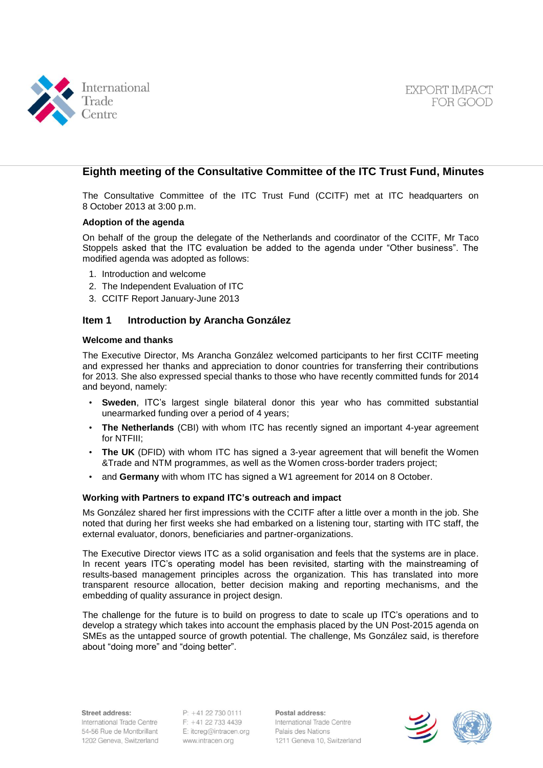# Eighth meeting of the Consultative Committee of the ITC Trust Fund, Minutes

The Consultative Committee of the ITC Trust Fund (CCITF) met at ITC headquarters on 8 October 2013 at 3:00 p.m.

### Adoption of the agenda

On behalf of the group the delegate of the Netherlands and coordinator of the CCITF, Mr Taco Stoppels asked that the ITC evaluation be added to the agenda under "Other business". The modified agenda was adopted as follows:

1. Introduction and welcome
2. The Independent Evaluation of ITC
3. CCITF Report January-June 2013

## Item 1 Introduction by Arancha González

### Welcome and thanks

The Executive Director, Ms Arancha González welcomed participants to her first CCITF meeting and expressed her thanks and appreciation to donor countries for transferring their contributions for 2013. She also expressed special thanks to those who have recently committed funds for 2014 and beyond, namely:

- **Sweden**, ITC's largest single bilateral donor this year who has committed substantial unearmarked funding over a period of 4 years;
- **The Netherlands** (CBI) with whom ITC has recently signed an important 4-year agreement for NTFIII;
- **The UK** (DFID) with whom ITC has signed a 3-year agreement that will benefit the Women &Trade and NTM programmes, as well as the Women cross-border traders project;
- and **Germany** with whom ITC has signed a W1 agreement for 2014 on 8 October.

### Working with Partners to expand ITC's outreach and impact

Ms González shared her first impressions with the CCITF after a little over a month in the job. She noted that during her first weeks she had embarked on a listening tour, starting with ITC staff, the external evaluator, donors, beneficiaries and partner-organizations.

The Executive Director views ITC as a solid organisation and feels that the systems are in place. In recent years ITC's operating model has been revisited, starting with the mainstreaming of results-based management principles across the organization. This has translated into more transparent resource allocation, better decision making and reporting mechanisms, and the embedding of quality assurance in project design.

The challenge for the future is to build on progress to date to scale up ITC's operations and to develop a strategy which takes into account the emphasis placed by the UN Post-2015 agenda on SMEs as the untapped source of growth potential. The challenge, Ms González said, is therefore about "doing more" and "doing better".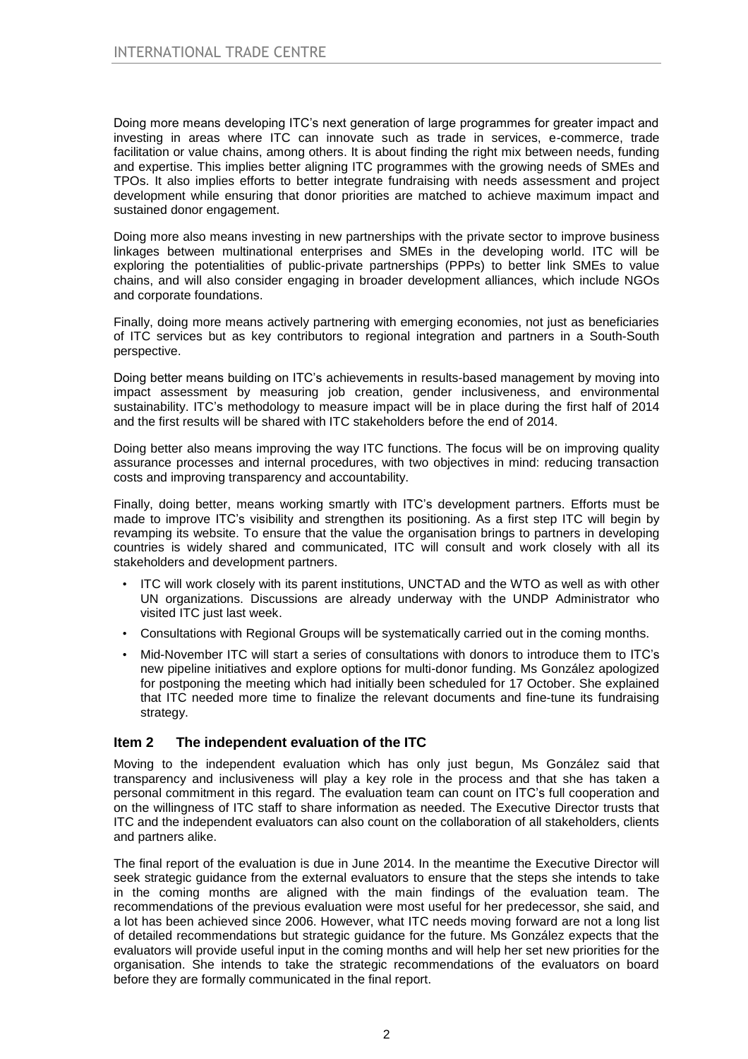Doing more means developing ITC's next generation of large programmes for greater impact and investing in areas where ITC can innovate such as trade in services, e-commerce, trade facilitation or value chains, among others. It is about finding the right mix between needs, funding and expertise. This implies better aligning ITC programmes with the growing needs of SMEs and TPOs. It also implies efforts to better integrate fundraising with needs assessment and project development while ensuring that donor priorities are matched to achieve maximum impact and sustained donor engagement.

Doing more also means investing in new partnerships with the private sector to improve business linkages between multinational enterprises and SMEs in the developing world. ITC will be exploring the potentialities of public-private partnerships (PPPs) to better link SMEs to value chains, and will also consider engaging in broader development alliances, which include NGOs and corporate foundations.

Finally, doing more means actively partnering with emerging economies, not just as beneficiaries of ITC services but as key contributors to regional integration and partners in a South-South perspective.

Doing better means building on ITC's achievements in results-based management by moving into impact assessment by measuring job creation, gender inclusiveness, and environmental sustainability. ITC's methodology to measure impact will be in place during the first half of 2014 and the first results will be shared with ITC stakeholders before the end of 2014.

Doing better also means improving the way ITC functions. The focus will be on improving quality assurance processes and internal procedures, with two objectives in mind: reducing transaction costs and improving transparency and accountability.

Finally, doing better, means working smartly with ITC's development partners. Efforts must be made to improve ITC's visibility and strengthen its positioning. As a first step ITC will begin by revamping its website. To ensure that the value the organisation brings to partners in developing countries is widely shared and communicated, ITC will consult and work closely with all its stakeholders and development partners.

- ITC will work closely with its parent institutions, UNCTAD and the WTO as well as with other UN organizations. Discussions are already underway with the UNDP Administrator who visited ITC just last week.
- Consultations with Regional Groups will be systematically carried out in the coming months.
- Mid-November ITC will start a series of consultations with donors to introduce them to ITC's new pipeline initiatives and explore options for multi-donor funding. Ms González apologized for postponing the meeting which had initially been scheduled for 17 October. She explained that ITC needed more time to finalize the relevant documents and fine-tune its fundraising strategy.

## Item 2 The independent evaluation of the ITC

Moving to the independent evaluation which has only just begun, Ms González said that transparency and inclusiveness will play a key role in the process and that she has taken a personal commitment in this regard. The evaluation team can count on ITC's full cooperation and on the willingness of ITC staff to share information as needed. The Executive Director trusts that ITC and the independent evaluators can also count on the collaboration of all stakeholders, clients and partners alike.

The final report of the evaluation is due in June 2014. In the meantime the Executive Director will seek strategic guidance from the external evaluators to ensure that the steps she intends to take in the coming months are aligned with the main findings of the evaluation team. The recommendations of the previous evaluation were most useful for her predecessor, she said, and a lot has been achieved since 2006. However, what ITC needs moving forward are not a long list of detailed recommendations but strategic guidance for the future. Ms González expects that the evaluators will provide useful input in the coming months and will help her set new priorities for the organisation. She intends to take the strategic recommendations of the evaluators on board before they are formally communicated in the final report.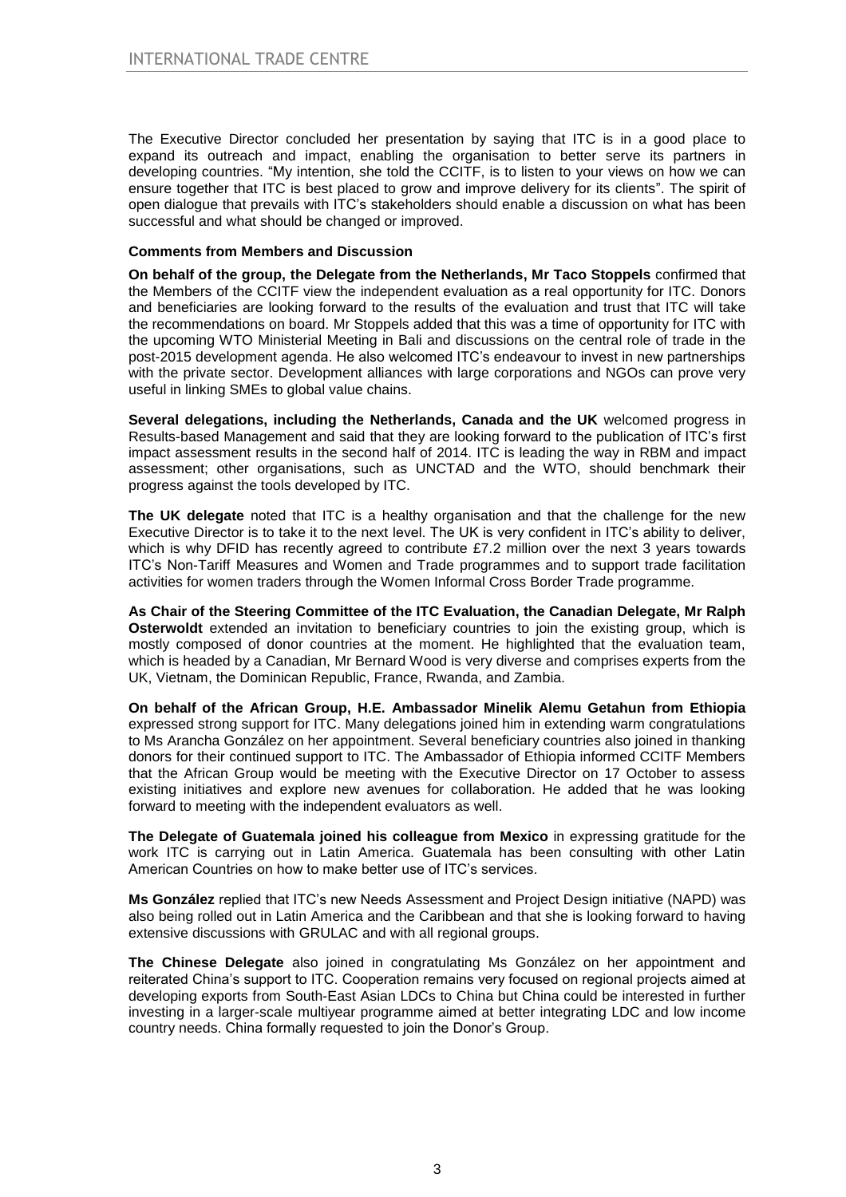The Executive Director concluded her presentation by saying that ITC is in a good place to expand its outreach and impact, enabling the organisation to better serve its partners in developing countries. "My intention, she told the CCITF, is to listen to your views on how we can ensure together that ITC is best placed to grow and improve delivery for its clients". The spirit of open dialogue that prevails with ITC's stakeholders should enable a discussion on what has been successful and what should be changed or improved.

**Comments from Members and Discussion**

**On behalf of the group, the Delegate from the Netherlands, Mr Taco Stoppels** confirmed that the Members of the CCITF view the independent evaluation as a real opportunity for ITC. Donors and beneficiaries are looking forward to the results of the evaluation and trust that ITC will take the recommendations on board. Mr Stoppels added that this was a time of opportunity for ITC with the upcoming WTO Ministerial Meeting in Bali and discussions on the central role of trade in the post-2015 development agenda. He also welcomed ITC's endeavour to invest in new partnerships with the private sector. Development alliances with large corporations and NGOs can prove very useful in linking SMEs to global value chains.

**Several delegations, including the Netherlands, Canada and the UK** welcomed progress in Results-based Management and said that they are looking forward to the publication of ITC's first impact assessment results in the second half of 2014. ITC is leading the way in RBM and impact assessment; other organisations, such as UNCTAD and the WTO, should benchmark their progress against the tools developed by ITC.

**The UK delegate** noted that ITC is a healthy organisation and that the challenge for the new Executive Director is to take it to the next level. The UK is very confident in ITC's ability to deliver, which is why DFID has recently agreed to contribute £7.2 million over the next 3 years towards ITC's Non-Tariff Measures and Women and Trade programmes and to support trade facilitation activities for women traders through the Women Informal Cross Border Trade programme.

**As Chair of the Steering Committee of the ITC Evaluation, the Canadian Delegate, Mr Ralph Osterwoldt** extended an invitation to beneficiary countries to join the existing group, which is mostly composed of donor countries at the moment. He highlighted that the evaluation team, which is headed by a Canadian, Mr Bernard Wood is very diverse and comprises experts from the UK, Vietnam, the Dominican Republic, France, Rwanda, and Zambia.

**On behalf of the African Group, H.E. Ambassador Minelik Alemu Getahun from Ethiopia** expressed strong support for ITC. Many delegations joined him in extending warm congratulations to Ms Arancha González on her appointment. Several beneficiary countries also joined in thanking donors for their continued support to ITC. The Ambassador of Ethiopia informed CCITF Members that the African Group would be meeting with the Executive Director on 17 October to assess existing initiatives and explore new avenues for collaboration. He added that he was looking forward to meeting with the independent evaluators as well.

**The Delegate of Guatemala joined his colleague from Mexico** in expressing gratitude for the work ITC is carrying out in Latin America. Guatemala has been consulting with other Latin American Countries on how to make better use of ITC's services.

**Ms González** replied that ITC's new Needs Assessment and Project Design initiative (NAPD) was also being rolled out in Latin America and the Caribbean and that she is looking forward to having extensive discussions with GRULAC and with all regional groups.

**The Chinese Delegate** also joined in congratulating Ms González on her appointment and reiterated China's support to ITC. Cooperation remains very focused on regional projects aimed at developing exports from South-East Asian LDCs to China but China could be interested in further investing in a larger-scale multiyear programme aimed at better integrating LDC and low income country needs. China formally requested to join the Donor's Group.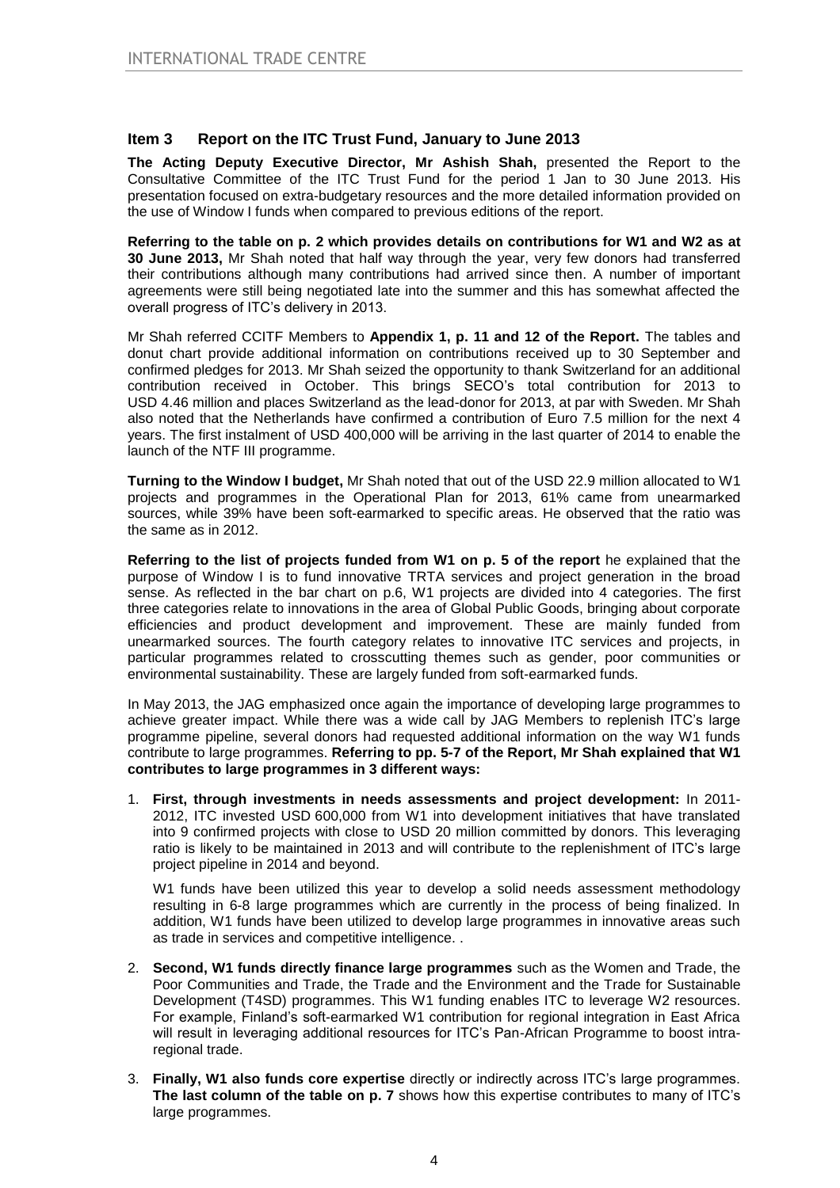## Item 3 Report on the ITC Trust Fund, January to June 2013

**The Acting Deputy Executive Director, Mr Ashish Shah,** presented the Report to the Consultative Committee of the ITC Trust Fund for the period 1 Jan to 30 June 2013. His presentation focused on extra-budgetary resources and the more detailed information provided on the use of Window I funds when compared to previous editions of the report.

**Referring to the table on p. 2 which provides details on contributions for W1 and W2 as at 30 June 2013,** Mr Shah noted that half way through the year, very few donors had transferred their contributions although many contributions had arrived since then. A number of important agreements were still being negotiated late into the summer and this has somewhat affected the overall progress of ITC's delivery in 2013.

Mr Shah referred CCITF Members to **Appendix 1, p. 11 and 12 of the Report.** The tables and donut chart provide additional information on contributions received up to 30 September and confirmed pledges for 2013. Mr Shah seized the opportunity to thank Switzerland for an additional contribution received in October. This brings SECO's total contribution for 2013 to USD 4.46 million and places Switzerland as the lead-donor for 2013, at par with Sweden. Mr Shah also noted that the Netherlands have confirmed a contribution of Euro 7.5 million for the next 4 years. The first instalment of USD 400,000 will be arriving in the last quarter of 2014 to enable the launch of the NTF III programme.

**Turning to the Window I budget,** Mr Shah noted that out of the USD 22.9 million allocated to W1 projects and programmes in the Operational Plan for 2013, 61% came from unearmarked sources, while 39% have been soft-earmarked to specific areas. He observed that the ratio was the same as in 2012.

**Referring to the list of projects funded from W1 on p. 5 of the report** he explained that the purpose of Window I is to fund innovative TRTA services and project generation in the broad sense. As reflected in the bar chart on p.6, W1 projects are divided into 4 categories. The first three categories relate to innovations in the area of Global Public Goods, bringing about corporate efficiencies and product development and improvement. These are mainly funded from unearmarked sources. The fourth category relates to innovative ITC services and projects, in particular programmes related to crosscutting themes such as gender, poor communities or environmental sustainability. These are largely funded from soft-earmarked funds.

In May 2013, the JAG emphasized once again the importance of developing large programmes to achieve greater impact. While there was a wide call by JAG Members to replenish ITC's large programme pipeline, several donors had requested additional information on the way W1 funds contribute to large programmes. **Referring to pp. 5-7 of the Report, Mr Shah explained that W1 contributes to large programmes in 3 different ways:**

1. **First, through investments in needs assessments and project development:** In 2011-2012, ITC invested USD 600,000 from W1 into development initiatives that have translated into 9 confirmed projects with close to USD 20 million committed by donors. This leveraging ratio is likely to be maintained in 2013 and will contribute to the replenishment of ITC's large project pipeline in 2014 and beyond.

   W1 funds have been utilized this year to develop a solid needs assessment methodology resulting in 6-8 large programmes which are currently in the process of being finalized. In addition, W1 funds have been utilized to develop large programmes in innovative areas such as trade in services and competitive intelligence. .

2. **Second, W1 funds directly finance large programmes** such as the Women and Trade, the Poor Communities and Trade, the Trade and the Environment and the Trade for Sustainable Development (T4SD) programmes. This W1 funding enables ITC to leverage W2 resources. For example, Finland's soft-earmarked W1 contribution for regional integration in East Africa will result in leveraging additional resources for ITC's Pan-African Programme to boost intra-regional trade.

3. **Finally, W1 also funds core expertise** directly or indirectly across ITC's large programmes. **The last column of the table on p. 7** shows how this expertise contributes to many of ITC's large programmes.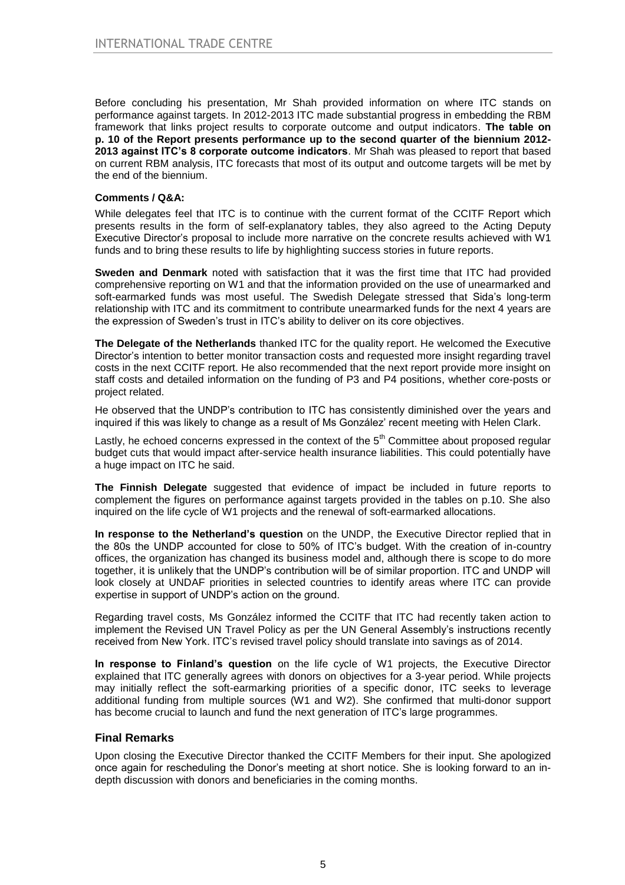Before concluding his presentation, Mr Shah provided information on where ITC stands on performance against targets. In 2012-2013 ITC made substantial progress in embedding the RBM framework that links project results to corporate outcome and output indicators. **The table on p. 10 of the Report presents performance up to the second quarter of the biennium 2012-2013 against ITC's 8 corporate outcome indicators**. Mr Shah was pleased to report that based on current RBM analysis, ITC forecasts that most of its output and outcome targets will be met by the end of the biennium.

**Comments / Q&A:**

While delegates feel that ITC is to continue with the current format of the CCITF Report which presents results in the form of self-explanatory tables, they also agreed to the Acting Deputy Executive Director's proposal to include more narrative on the concrete results achieved with W1 funds and to bring these results to life by highlighting success stories in future reports.

**Sweden and Denmark** noted with satisfaction that it was the first time that ITC had provided comprehensive reporting on W1 and that the information provided on the use of unearmarked and soft-earmarked funds was most useful. The Swedish Delegate stressed that Sida's long-term relationship with ITC and its commitment to contribute unearmarked funds for the next 4 years are the expression of Sweden's trust in ITC's ability to deliver on its core objectives.

**The Delegate of the Netherlands** thanked ITC for the quality report. He welcomed the Executive Director's intention to better monitor transaction costs and requested more insight regarding travel costs in the next CCITF report. He also recommended that the next report provide more insight on staff costs and detailed information on the funding of P3 and P4 positions, whether core-posts or project related.

He observed that the UNDP's contribution to ITC has consistently diminished over the years and inquired if this was likely to change as a result of Ms González' recent meeting with Helen Clark.

Lastly, he echoed concerns expressed in the context of the 5th Committee about proposed regular budget cuts that would impact after-service health insurance liabilities. This could potentially have a huge impact on ITC he said.

**The Finnish Delegate** suggested that evidence of impact be included in future reports to complement the figures on performance against targets provided in the tables on p.10. She also inquired on the life cycle of W1 projects and the renewal of soft-earmarked allocations.

**In response to the Netherland's question** on the UNDP, the Executive Director replied that in the 80s the UNDP accounted for close to 50% of ITC's budget. With the creation of in-country offices, the organization has changed its business model and, although there is scope to do more together, it is unlikely that the UNDP's contribution will be of similar proportion. ITC and UNDP will look closely at UNDAF priorities in selected countries to identify areas where ITC can provide expertise in support of UNDP's action on the ground.

Regarding travel costs, Ms González informed the CCITF that ITC had recently taken action to implement the Revised UN Travel Policy as per the UN General Assembly's instructions recently received from New York. ITC's revised travel policy should translate into savings as of 2014.

**In response to Finland's question** on the life cycle of W1 projects, the Executive Director explained that ITC generally agrees with donors on objectives for a 3-year period. While projects may initially reflect the soft-earmarking priorities of a specific donor, ITC seeks to leverage additional funding from multiple sources (W1 and W2). She confirmed that multi-donor support has become crucial to launch and fund the next generation of ITC's large programmes.

## Final Remarks

Upon closing the Executive Director thanked the CCITF Members for their input. She apologized once again for rescheduling the Donor's meeting at short notice. She is looking forward to an in-depth discussion with donors and beneficiaries in the coming months.